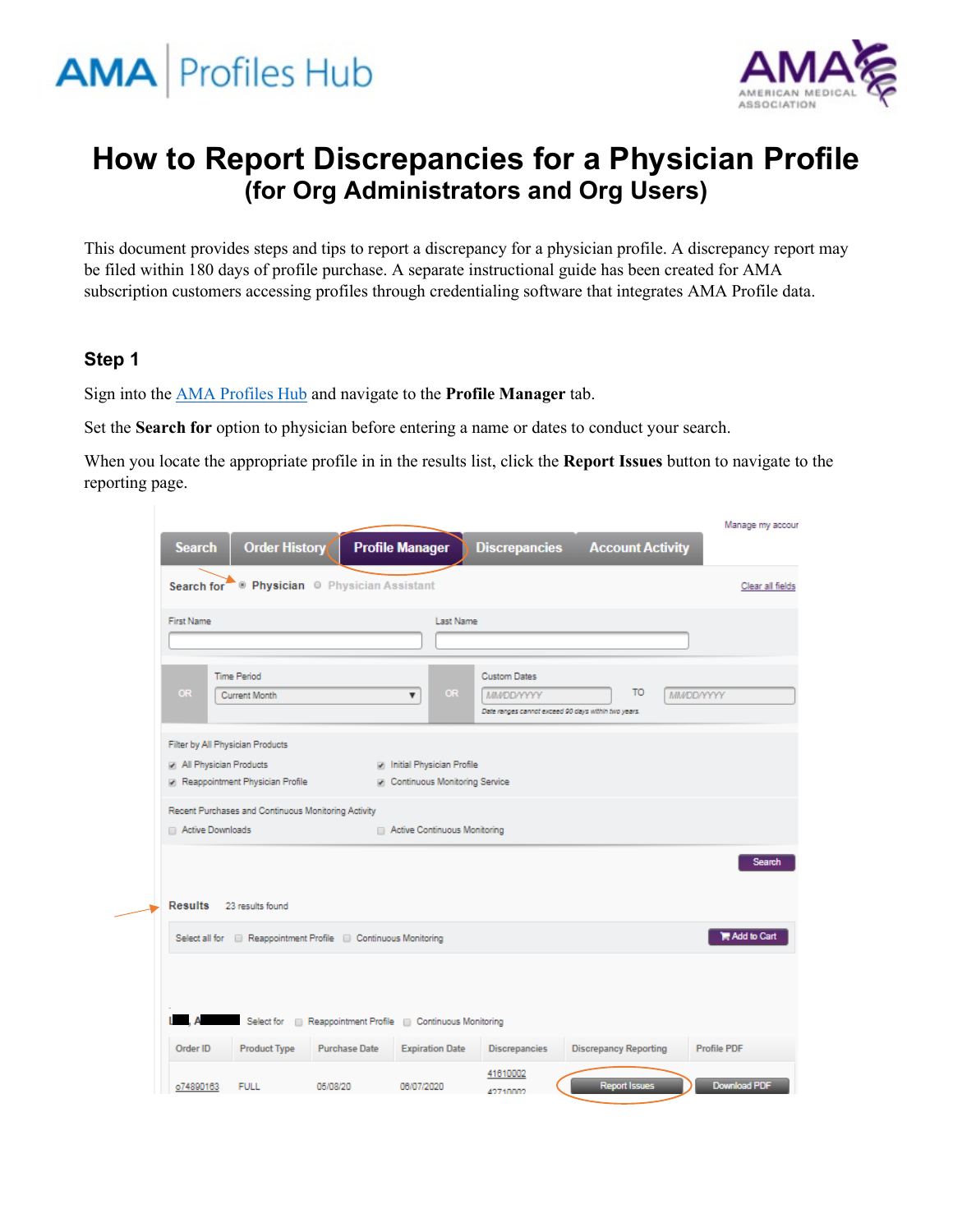# How to Report Discrepancies for a Physician Profile
## (for Org Administrators and Org Users)

This document provides steps and tips to report a discrepancy for a physician profile. A discrepancy report may be filed within 180 days of profile purchase. A separate instructional guide has been created for AMA subscription customers accessing profiles through credentialing software that integrates AMA Profile data.

### Step 1

Sign into the AMA Profiles Hub and navigate to the **Profile Manager** tab.

Set the **Search for** option to physician before entering a name or dates to conduct your search.

When you locate the appropriate profile in in the results list, click the **Report Issues** button to navigate to the reporting page.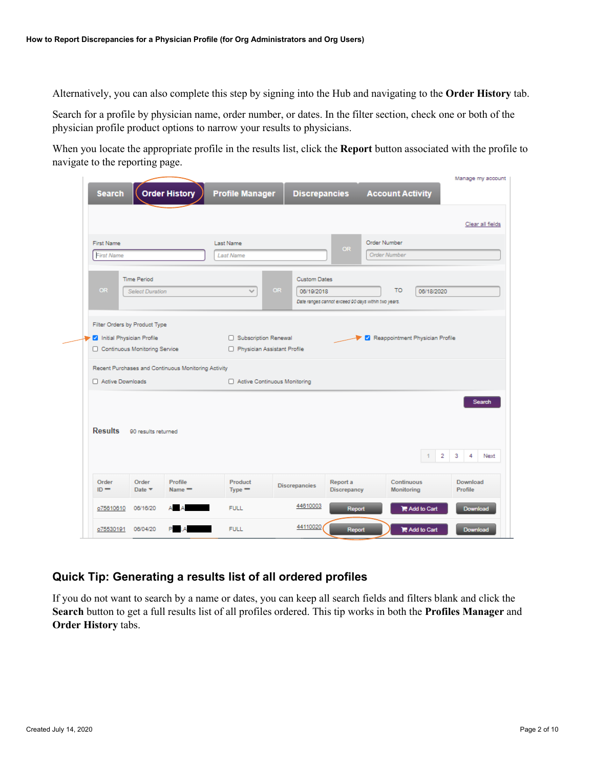Alternatively, you can also complete this step by signing into the Hub and navigating to the **Order History** tab.

Search for a profile by physician name, order number, or dates. In the filter section, check one or both of the physician profile product options to narrow your results to physicians.

When you locate the appropriate profile in the results list, click the **Report** button associated with the profile to navigate to the reporting page.

## Quick Tip: Generating a results list of all ordered profiles

If you do not want to search by a name or dates, you can keep all search fields and filters blank and click the **Search** button to get a full results list of all profiles ordered. This tip works in both the **Profiles Manager** and **Order History** tabs.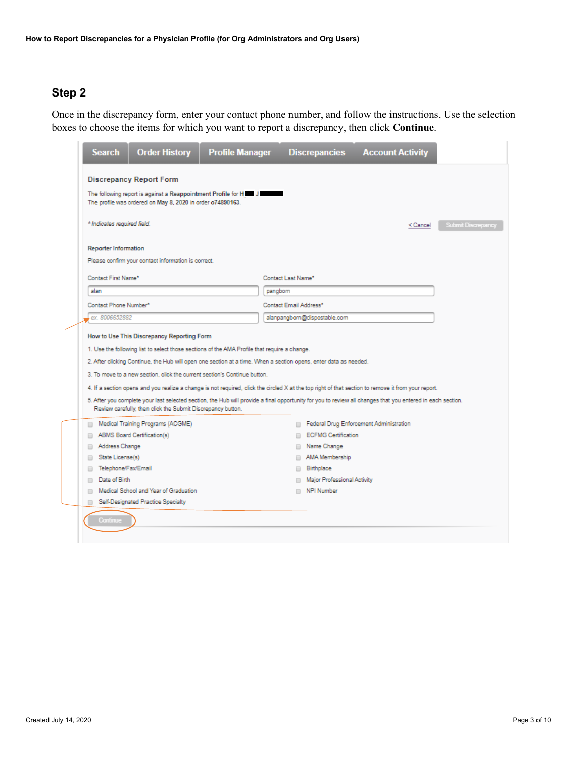## Step 2

Once in the discrepancy form, enter your contact phone number, and follow the instructions. Use the selection boxes to choose the items for which you want to report a discrepancy, then click **Continue**.

Search | Order History | Profile Manager | Discrepancies | Account Activity

**Discrepancy Report Form**

The following report is against a **Reappointment Profile** for **H█ J█**
The profile was ordered on **May 8, 2020** in order **o74890163**.

*\* Indicates required field.*

< Cancel | Submit Discrepancy

**Reporter Information**

Please confirm your contact information is correct.

Contact First Name*: alan
Contact Last Name*: pangborn
Contact Phone Number*: ex. 8006652882
Contact Email Address*: alanpangborn@dispostable.com

**How to Use This Discrepancy Reporting Form**

1. Use the following list to select those sections of the AMA Profile that require a change.
2. After clicking Continue, the Hub will open one section at a time. When a section opens, enter data as needed.
3. To move to a new section, click the current section's Continue button.
4. If a section opens and you realize a change is not required, click the circled X at the top right of that section to remove it from your report.
5. After you complete your last selected section, the Hub will provide a final opportunity for you to review all changes that you entered in each section. Review carefully, then click the Submit Discrepancy button.

- Medical Training Programs (ACGME)
- ABMS Board Certification(s)
- Address Change
- State License(s)
- Telephone/Fax/Email
- Date of Birth
- Medical School and Year of Graduation
- Self-Designated Practice Specialty
- Federal Drug Enforcement Administration
- ECFMG Certification
- Name Change
- AMA Membership
- Birthplace
- Major Professional Activity
- NPI Number

Continue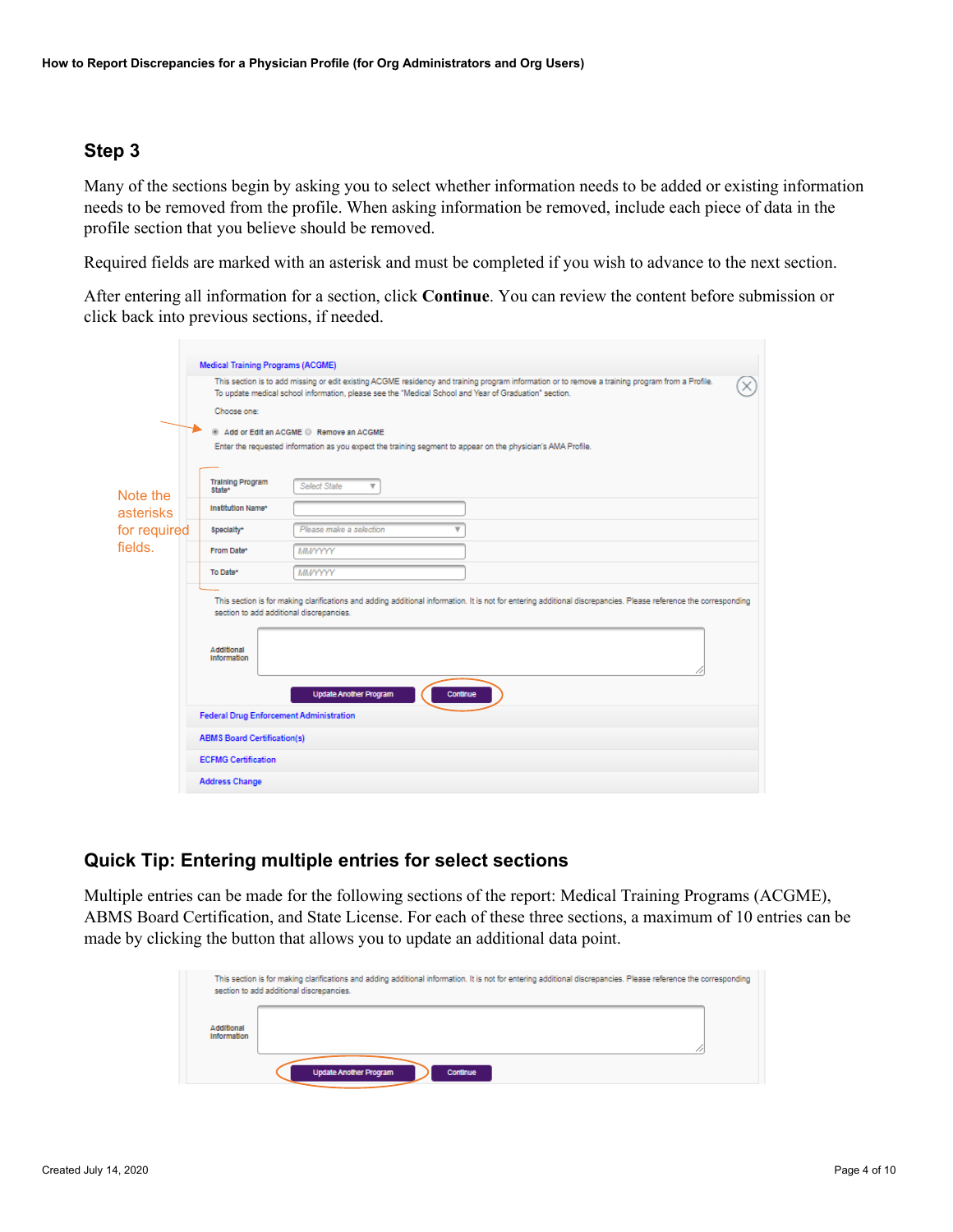## Step 3

Many of the sections begin by asking you to select whether information needs to be added or existing information needs to be removed from the profile. When asking information be removed, include each piece of data in the profile section that you believe should be removed.

Required fields are marked with an asterisk and must be completed if you wish to advance to the next section.

After entering all information for a section, click **Continue**. You can review the content before submission or click back into previous sections, if needed.

## Quick Tip: Entering multiple entries for select sections

Multiple entries can be made for the following sections of the report: Medical Training Programs (ACGME), ABMS Board Certification, and State License. For each of these three sections, a maximum of 10 entries can be made by clicking the button that allows you to update an additional data point.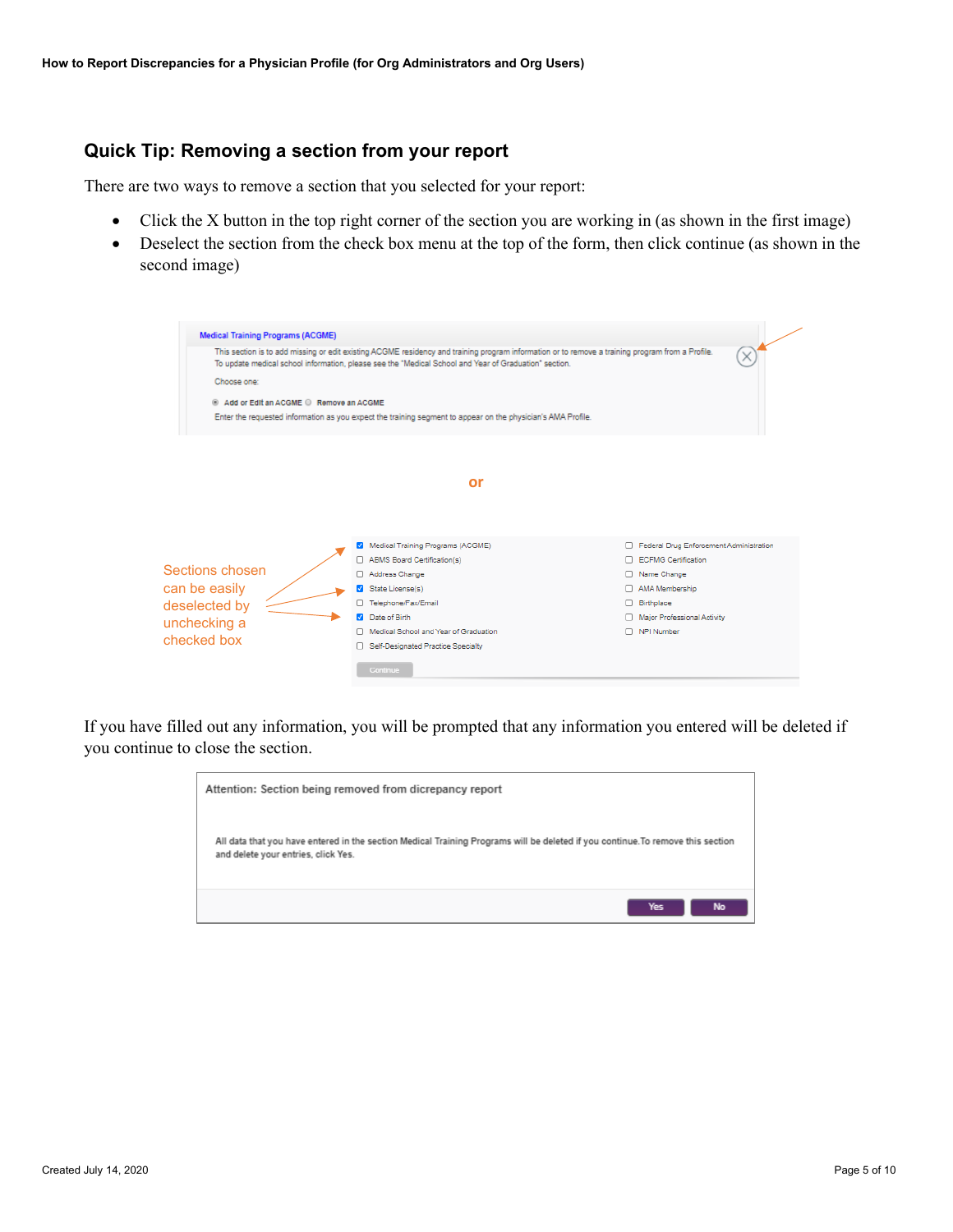## Quick Tip: Removing a section from your report

There are two ways to remove a section that you selected for your report:

- Click the X button in the top right corner of the section you are working in (as shown in the first image)
- Deselect the section from the check box menu at the top of the form, then click continue (as shown in the second image)

or

Sections chosen can be easily deselected by unchecking a checked box

If you have filled out any information, you will be prompted that any information you entered will be deleted if you continue to close the section.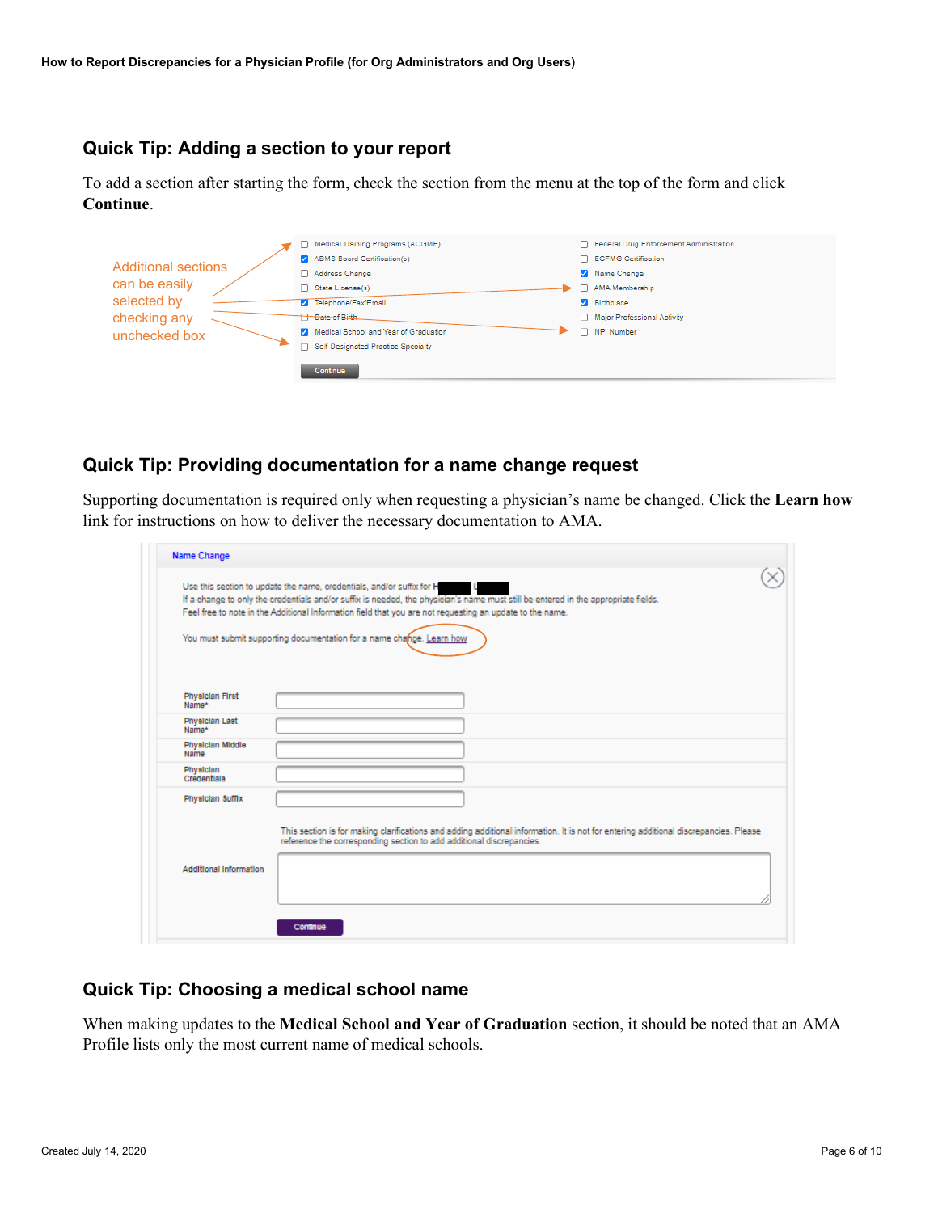## Quick Tip: Adding a section to your report

To add a section after starting the form, check the section from the menu at the top of the form and click **Continue**.

Additional sections can be easily selected by checking any unchecked box

- [ ] Medical Training Programs (ACGME)
- [x] ABMS Board Certification(s)
- [ ] Address Change
- [ ] State License(s)
- [x] Telephone/Fax/Email
- [ ] Date of Birth
- [x] Medical School and Year of Graduation
- [ ] Self-Designated Practice Specialty
- [ ] Federal Drug Enforcement Administration
- [ ] ECFMG Certification
- [x] Name Change
- [ ] AMA Membership
- [x] Birthplace
- [ ] Major Professional Activity
- [ ] NPI Number

Continue

## Quick Tip: Providing documentation for a name change request

Supporting documentation is required only when requesting a physician's name be changed. Click the **Learn how** link for instructions on how to deliver the necessary documentation to AMA.

**Name Change**

Use this section to update the name, credentials, and/or suffix for H████ L████
If a change to only the credentials and/or suffix is needed, the physician's name must still be entered in the appropriate fields.
Feel free to note in the Additional Information field that you are not requesting an update to the name.

You must submit supporting documentation for a name change. Learn how

Physician First Name*

Physician Last Name*

Physician Middle Name

Physician Credentials

Physician Suffix

This section is for making clarifications and adding additional information. It is not for entering additional discrepancies. Please reference the corresponding section to add additional discrepancies.

Additional Information

Continue

## Quick Tip: Choosing a medical school name

When making updates to the **Medical School and Year of Graduation** section, it should be noted that an AMA Profile lists only the most current name of medical schools.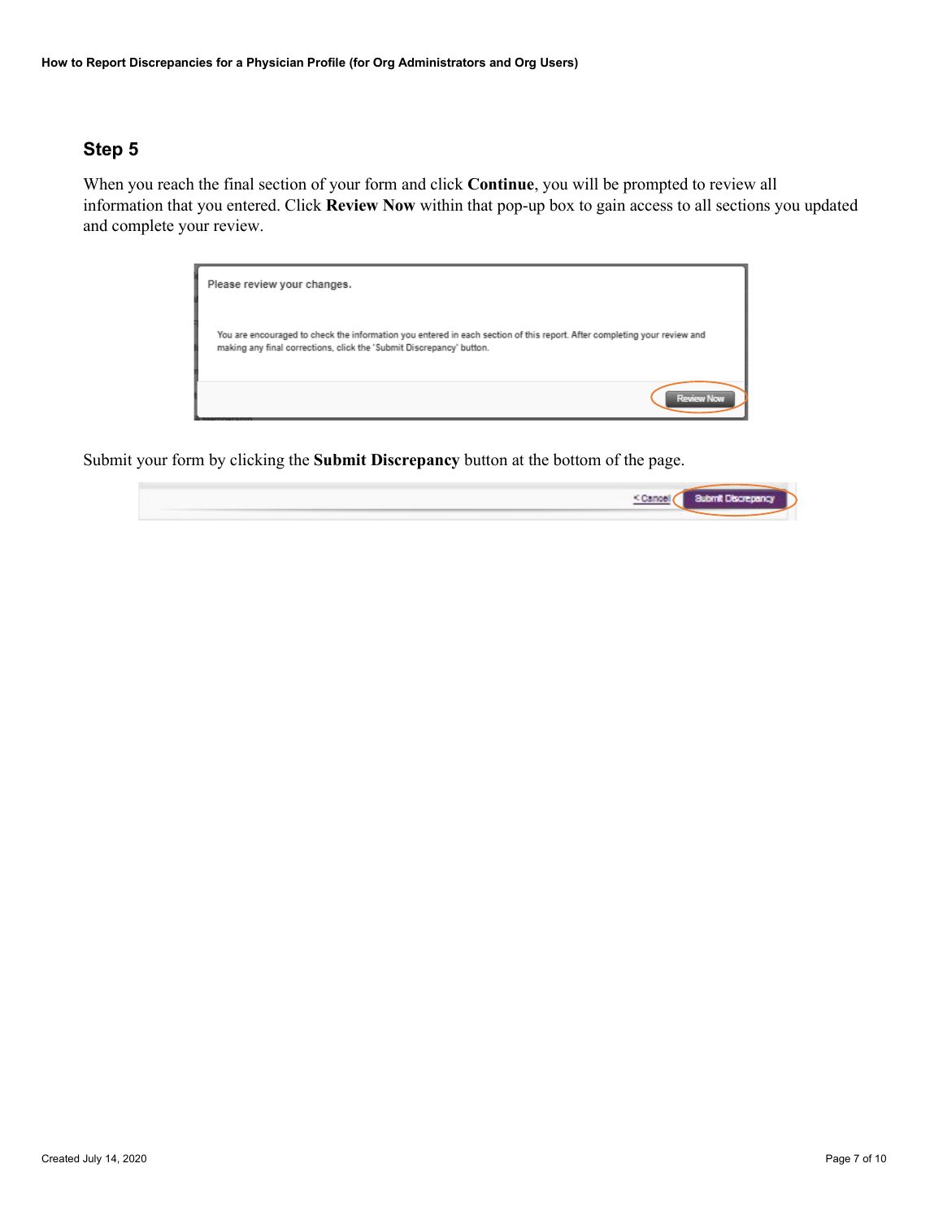## Step 5

When you reach the final section of your form and click **Continue**, you will be prompted to review all information that you entered. Click **Review Now** within that pop-up box to gain access to all sections you updated and complete your review.

Please review your changes.

You are encouraged to check the information you entered in each section of this report. After completing your review and making any final corrections, click the 'Submit Discrepancy' button.

Review Now

Submit your form by clicking the **Submit Discrepancy** button at the bottom of the page.

< Cancel Submit Discrepancy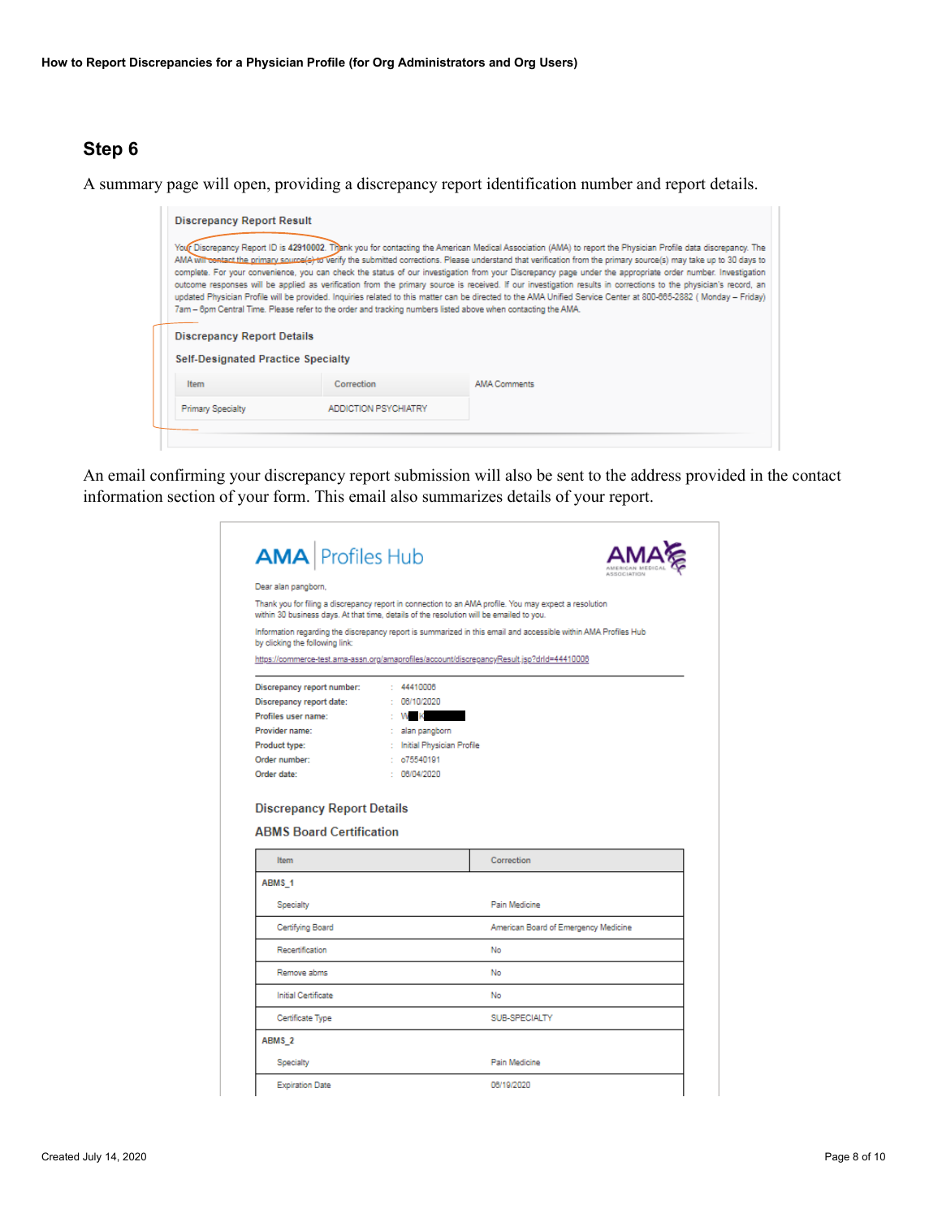## Step 6

A summary page will open, providing a discrepancy report identification number and report details.

**Discrepancy Report Result**

Your Discrepancy Report ID is **42910002**. Thank you for contacting the American Medical Association (AMA) to report the Physician Profile data discrepancy. The AMA will contact the primary source(s) to verify the submitted corrections. Please understand that verification from the primary source(s) may take up to 30 days to complete. For your convenience, you can check the status of our investigation from your Discrepancy page under the appropriate order number. Investigation outcome responses will be applied as verification from the primary source is received. If our investigation results in corrections to the physician's record, an updated Physician Profile will be provided. Inquiries related to this matter can be directed to the AMA Unified Service Center at 800-665-2882 ( Monday – Friday) 7am – 6pm Central Time. Please refer to the order and tracking numbers listed above when contacting the AMA.

**Discrepancy Report Details**

**Self-Designated Practice Specialty**

| Item | Correction | AMA Comments |
|---|---|---|
| Primary Specialty | ADDICTION PSYCHIATRY | |

An email confirming your discrepancy report submission will also be sent to the address provided in the contact information section of your form. This email also summarizes details of your report.

**AMA | Profiles Hub**

Dear alan pangborn,

Thank you for filing a discrepancy report in connection to an AMA profile. You may expect a resolution within 30 business days. At that time, details of the resolution will be emailed to you.

Information regarding the discrepancy report is summarized in this email and accessible within AMA Profiles Hub by clicking the following link:

https://commerce-test.ama-assn.org/amaprofiles/account/discrepancyResult.jsp?drId=44410006

| | | |
|---|---|---|
| **Discrepancy report number:** | : | 44410006 |
| **Discrepancy report date:** | : | 06/10/2020 |
| **Profiles user name:** | : | W█ █ |
| **Provider name:** | : | alan pangborn |
| **Product type:** | : | Initial Physician Profile |
| **Order number:** | : | o75540191 |
| **Order date:** | : | 06/04/2020 |

**Discrepancy Report Details**

**ABMS Board Certification**

| Item | Correction |
|---|---|
| **ABMS_1** | |
| Specialty | Pain Medicine |
| Certifying Board | American Board of Emergency Medicine |
| Recertification | No |
| Remove abms | No |
| Initial Certificate | No |
| Certificate Type | SUB-SPECIALTY |
| **ABMS_2** | |
| Specialty | Pain Medicine |
| Expiration Date | 06/19/2020 |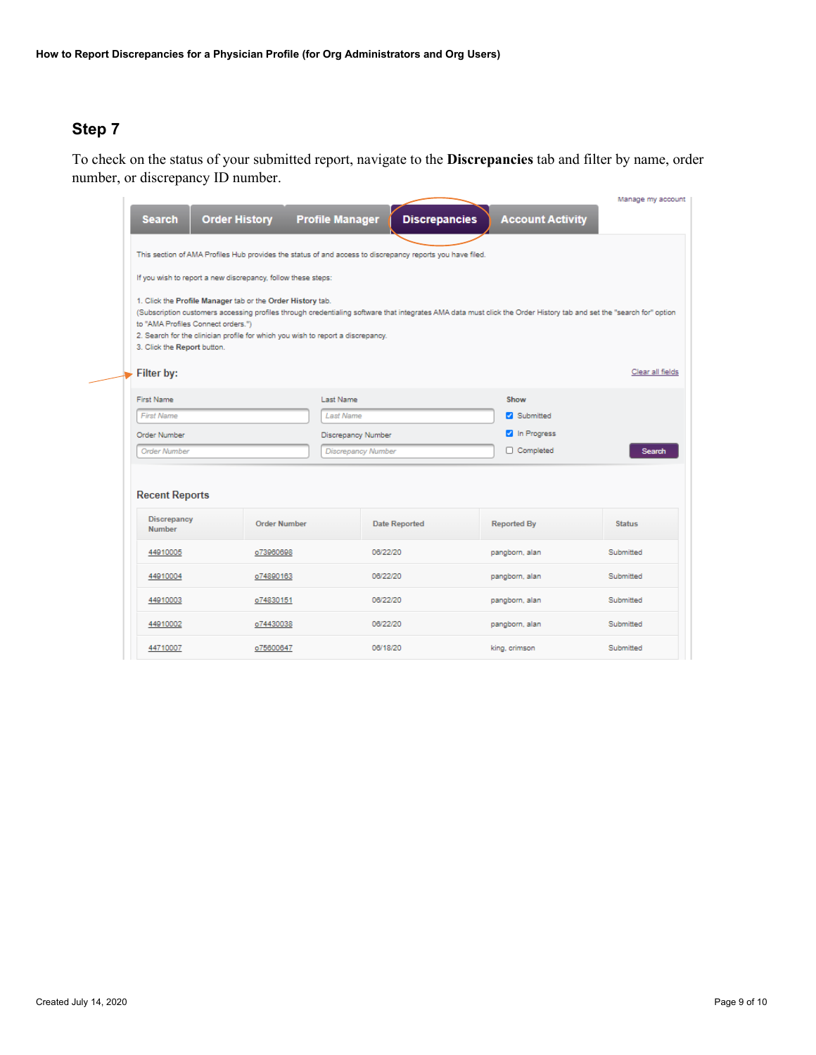## Step 7

To check on the status of your submitted report, navigate to the **Discrepancies** tab and filter by name, order number, or discrepancy ID number.

Manage my account

Search | Order History | Profile Manager | **Discrepancies** | Account Activity

This section of AMA Profiles Hub provides the status of and access to discrepancy reports you have filed.

If you wish to report a new discrepancy, follow these steps:

1. Click the **Profile Manager** tab or the **Order History** tab.
(Subscription customers accessing profiles through credentialing software that integrates AMA data must click the Order History tab and set the "search for" option to "AMA Profiles Connect orders.")
2. Search for the clinician profile for which you wish to report a discrepancy.
3. Click the **Report** button.

**Filter by:**

Clear all fields

First Name | Last Name | Show
Order Number | Discrepancy Number

- [x] Submitted
- [x] In Progress
- [ ] Completed

Search

**Recent Reports**

| Discrepancy Number | Order Number | Date Reported | Reported By | Status |
|---|---|---|---|---|
| 44910005 | o73960698 | 06/22/20 | pangborn, alan | Submitted |
| 44910004 | o74890163 | 06/22/20 | pangborn, alan | Submitted |
| 44910003 | o74830151 | 06/22/20 | pangborn, alan | Submitted |
| 44910002 | o74430038 | 06/22/20 | pangborn, alan | Submitted |
| 44710007 | o75600647 | 06/18/20 | king, crimson | Submitted |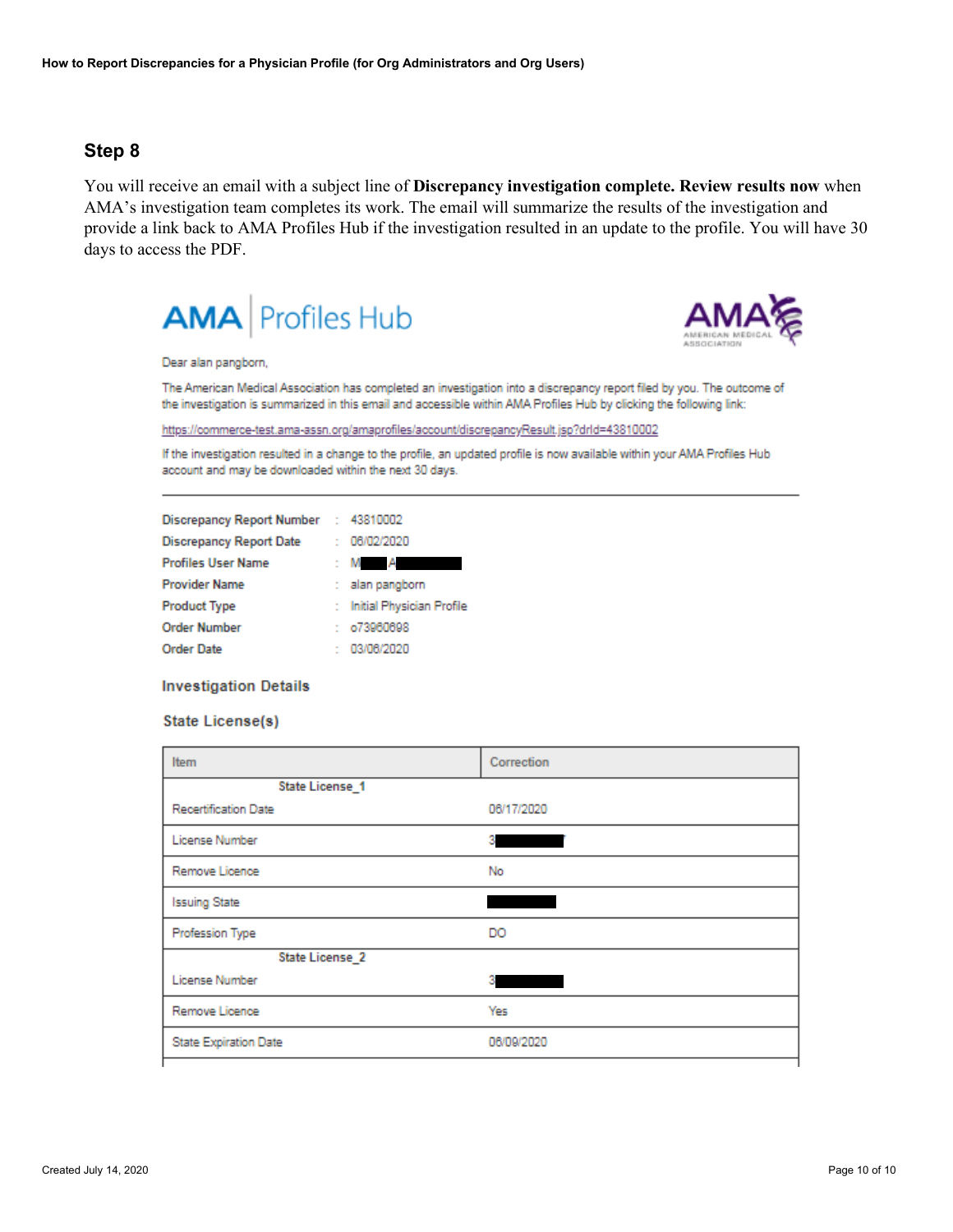## Step 8

You will receive an email with a subject line of **Discrepancy investigation complete. Review results now** when AMA's investigation team completes its work. The email will summarize the results of the investigation and provide a link back to AMA Profiles Hub if the investigation resulted in an update to the profile. You will have 30 days to access the PDF.

AMA | Profiles Hub

AMA AMERICAN MEDICAL ASSOCIATION

Dear alan pangborn,

The American Medical Association has completed an investigation into a discrepancy report filed by you. The outcome of the investigation is summarized in this email and accessible within AMA Profiles Hub by clicking the following link:

https://commerce-test.ama-assn.org/amaprofiles/account/discrepancyResult.jsp?drId=43810002

If the investigation resulted in a change to the profile, an updated profile is now available within your AMA Profiles Hub account and may be downloaded within the next 30 days.

| | | |
|---|---|---|
| Discrepancy Report Number | : | 43810002 |
| Discrepancy Report Date | : | 06/02/2020 |
| Profiles User Name | : | M A |
| Provider Name | : | alan pangborn |
| Product Type | : | Initial Physician Profile |
| Order Number | : | o73960698 |
| Order Date | : | 03/06/2020 |

**Investigation Details**

**State License(s)**

| Item | Correction |
|---|---|
| **State License_1** | |
| Recertification Date | 06/17/2020 |
| License Number | 3 |
| Remove Licence | No |
| Issuing State | |
| Profession Type | DO |
| **State License_2** | |
| License Number | 3 |
| Remove Licence | Yes |
| State Expiration Date | 06/09/2020 |